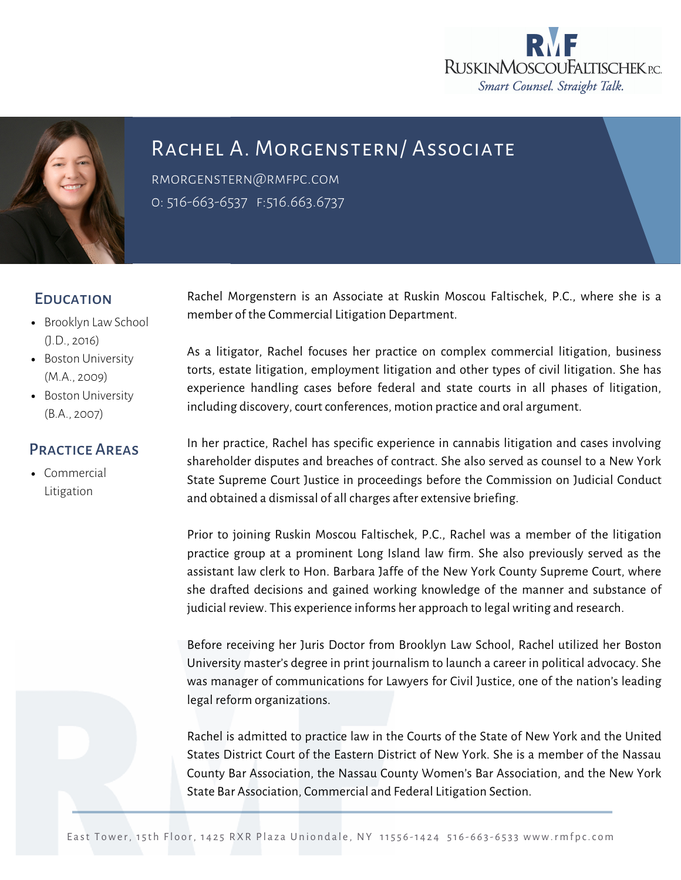RMF
RuskinMoscouFaltischek P.C.
*Smart Counsel. Straight Talk.*

# Rachel A. Morgenstern/ Associate

RMORGENSTERN@RMFPC.COM
O: 516-663-6537 F:516.663.6737

## Education

- Brooklyn Law School (J.D., 2016)
- Boston University (M.A., 2009)
- Boston University (B.A., 2007)

## Practice Areas

- Commercial Litigation

Rachel Morgenstern is an Associate at Ruskin Moscou Faltischek, P.C., where she is a member of the Commercial Litigation Department.

As a litigator, Rachel focuses her practice on complex commercial litigation, business torts, estate litigation, employment litigation and other types of civil litigation. She has experience handling cases before federal and state courts in all phases of litigation, including discovery, court conferences, motion practice and oral argument.

In her practice, Rachel has specific experience in cannabis litigation and cases involving shareholder disputes and breaches of contract. She also served as counsel to a New York State Supreme Court Justice in proceedings before the Commission on Judicial Conduct and obtained a dismissal of all charges after extensive briefing.

Prior to joining Ruskin Moscou Faltischek, P.C., Rachel was a member of the litigation practice group at a prominent Long Island law firm. She also previously served as the assistant law clerk to Hon. Barbara Jaffe of the New York County Supreme Court, where she drafted decisions and gained working knowledge of the manner and substance of judicial review. This experience informs her approach to legal writing and research.

Before receiving her Juris Doctor from Brooklyn Law School, Rachel utilized her Boston University master's degree in print journalism to launch a career in political advocacy. She was manager of communications for Lawyers for Civil Justice, one of the nation's leading legal reform organizations.

Rachel is admitted to practice law in the Courts of the State of New York and the United States District Court of the Eastern District of New York. She is a member of the Nassau County Bar Association, the Nassau County Women's Bar Association, and the New York State Bar Association, Commercial and Federal Litigation Section.

East Tower, 15th Floor, 1425 RXR Plaza Uniondale, NY 11556-1424 516-663-6533 www.rmfpc.com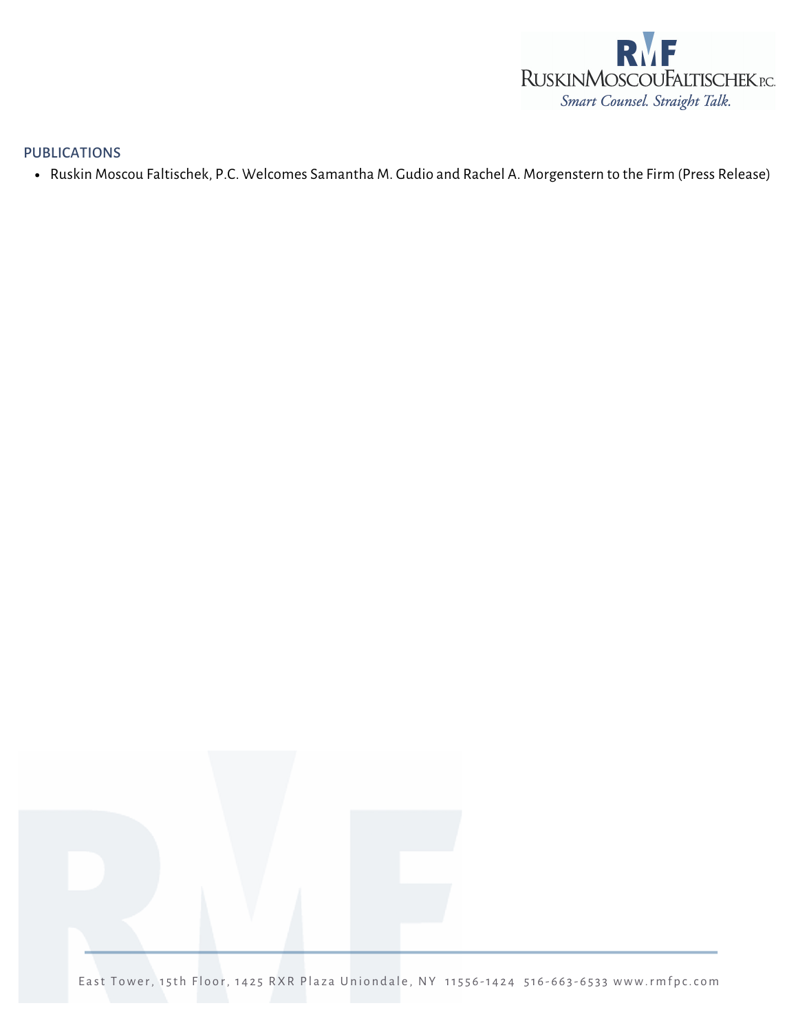## PUBLICATIONS

- Ruskin Moscou Faltischek, P.C. Welcomes Samantha M. Gudio and Rachel A. Morgenstern to the Firm (Press Release)